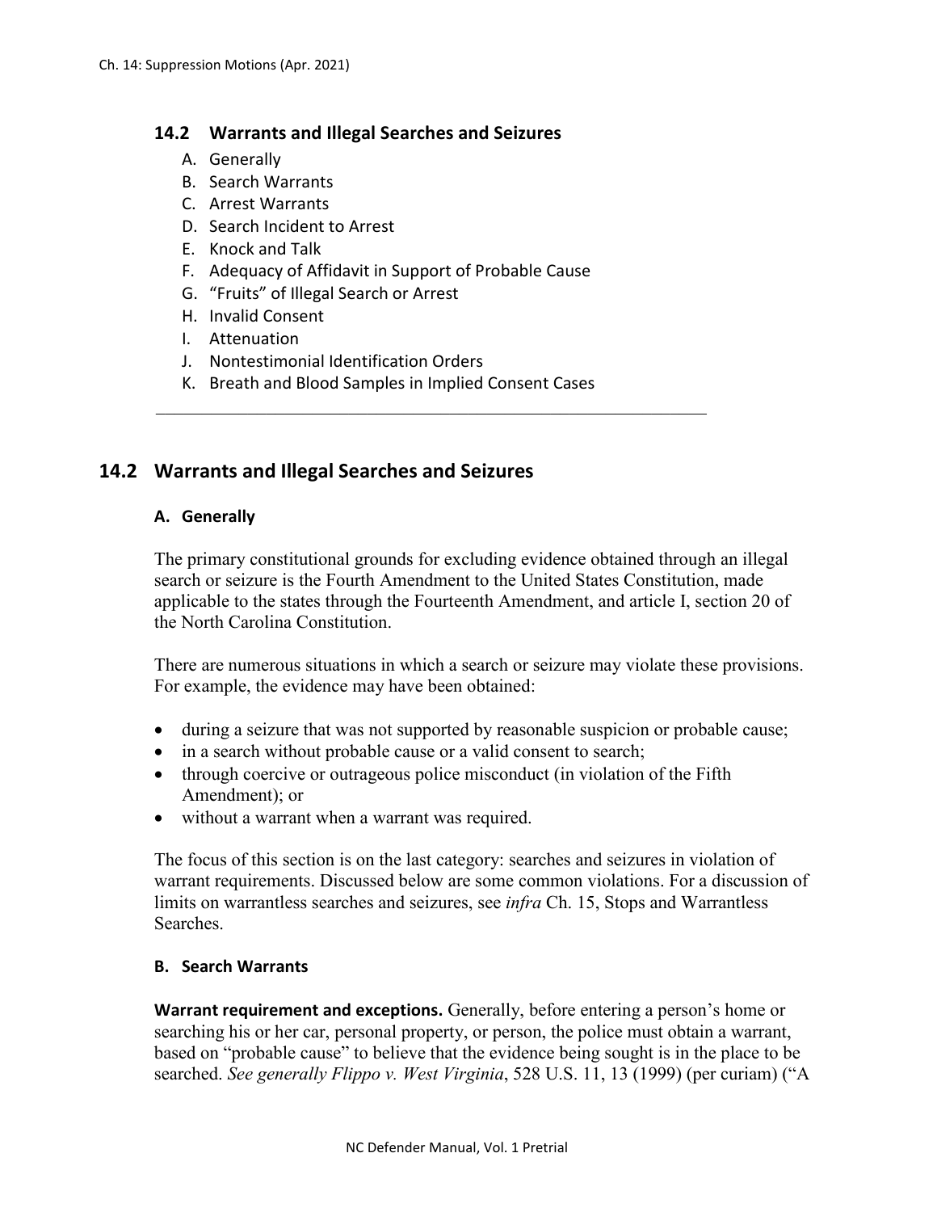## 14.2 Warrants and Illegal Searches and Seizures

A. Generally
B. Search Warrants
C. Arrest Warrants
D. Search Incident to Arrest
E. Knock and Talk
F. Adequacy of Affidavit in Support of Probable Cause
G. "Fruits" of Illegal Search or Arrest
H. Invalid Consent
I. Attenuation
J. Nontestimonial Identification Orders
K. Breath and Blood Samples in Implied Consent Cases

---

## 14.2 Warrants and Illegal Searches and Seizures

### A. Generally

The primary constitutional grounds for excluding evidence obtained through an illegal search or seizure is the Fourth Amendment to the United States Constitution, made applicable to the states through the Fourteenth Amendment, and article I, section 20 of the North Carolina Constitution.

There are numerous situations in which a search or seizure may violate these provisions. For example, the evidence may have been obtained:

- during a seizure that was not supported by reasonable suspicion or probable cause;
- in a search without probable cause or a valid consent to search;
- through coercive or outrageous police misconduct (in violation of the Fifth Amendment); or
- without a warrant when a warrant was required.

The focus of this section is on the last category: searches and seizures in violation of warrant requirements. Discussed below are some common violations. For a discussion of limits on warrantless searches and seizures, see *infra* Ch. 15, Stops and Warrantless Searches.

### B. Search Warrants

**Warrant requirement and exceptions.** Generally, before entering a person's home or searching his or her car, personal property, or person, the police must obtain a warrant, based on "probable cause" to believe that the evidence being sought is in the place to be searched. *See generally Flippo v. West Virginia*, 528 U.S. 11, 13 (1999) (per curiam) ("A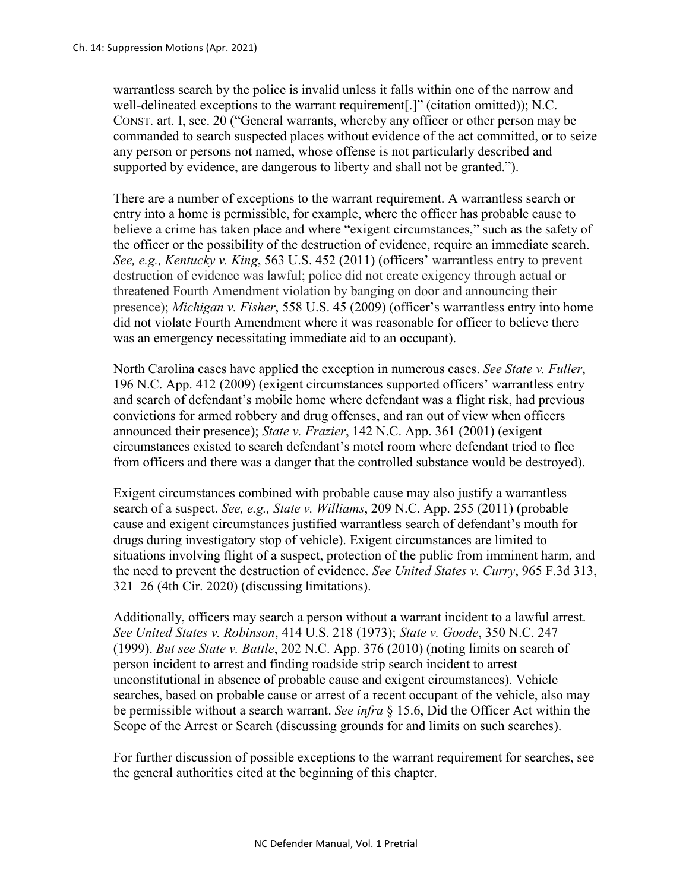warrantless search by the police is invalid unless it falls within one of the narrow and well-delineated exceptions to the warrant requirement[.]" (citation omitted)); N.C. CONST. art. I, sec. 20 ("General warrants, whereby any officer or other person may be commanded to search suspected places without evidence of the act committed, or to seize any person or persons not named, whose offense is not particularly described and supported by evidence, are dangerous to liberty and shall not be granted.").

There are a number of exceptions to the warrant requirement. A warrantless search or entry into a home is permissible, for example, where the officer has probable cause to believe a crime has taken place and where "exigent circumstances," such as the safety of the officer or the possibility of the destruction of evidence, require an immediate search. *See, e.g., Kentucky v. King*, 563 U.S. 452 (2011) (officers' warrantless entry to prevent destruction of evidence was lawful; police did not create exigency through actual or threatened Fourth Amendment violation by banging on door and announcing their presence); *Michigan v. Fisher*, 558 U.S. 45 (2009) (officer's warrantless entry into home did not violate Fourth Amendment where it was reasonable for officer to believe there was an emergency necessitating immediate aid to an occupant).

North Carolina cases have applied the exception in numerous cases. *See State v. Fuller*, 196 N.C. App. 412 (2009) (exigent circumstances supported officers' warrantless entry and search of defendant's mobile home where defendant was a flight risk, had previous convictions for armed robbery and drug offenses, and ran out of view when officers announced their presence); *State v. Frazier*, 142 N.C. App. 361 (2001) (exigent circumstances existed to search defendant's motel room where defendant tried to flee from officers and there was a danger that the controlled substance would be destroyed).

Exigent circumstances combined with probable cause may also justify a warrantless search of a suspect. *See, e.g., State v. Williams*, 209 N.C. App. 255 (2011) (probable cause and exigent circumstances justified warrantless search of defendant's mouth for drugs during investigatory stop of vehicle). Exigent circumstances are limited to situations involving flight of a suspect, protection of the public from imminent harm, and the need to prevent the destruction of evidence. *See United States v. Curry*, 965 F.3d 313, 321–26 (4th Cir. 2020) (discussing limitations).

Additionally, officers may search a person without a warrant incident to a lawful arrest. *See United States v. Robinson*, 414 U.S. 218 (1973); *State v. Goode*, 350 N.C. 247 (1999). *But see State v. Battle*, 202 N.C. App. 376 (2010) (noting limits on search of person incident to arrest and finding roadside strip search incident to arrest unconstitutional in absence of probable cause and exigent circumstances). Vehicle searches, based on probable cause or arrest of a recent occupant of the vehicle, also may be permissible without a search warrant. *See infra* § 15.6, Did the Officer Act within the Scope of the Arrest or Search (discussing grounds for and limits on such searches).

For further discussion of possible exceptions to the warrant requirement for searches, see the general authorities cited at the beginning of this chapter.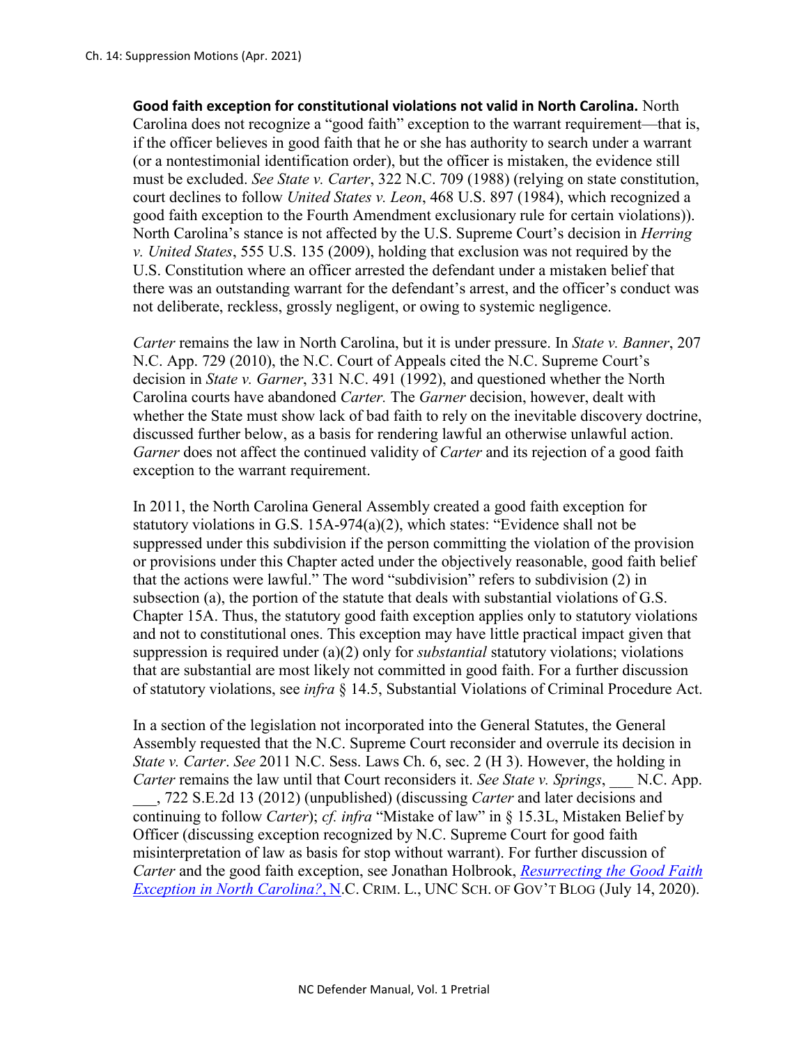**Good faith exception for constitutional violations not valid in North Carolina.** North Carolina does not recognize a "good faith" exception to the warrant requirement—that is, if the officer believes in good faith that he or she has authority to search under a warrant (or a nontestimonial identification order), but the officer is mistaken, the evidence still must be excluded. *See State v. Carter*, 322 N.C. 709 (1988) (relying on state constitution, court declines to follow *United States v. Leon*, 468 U.S. 897 (1984), which recognized a good faith exception to the Fourth Amendment exclusionary rule for certain violations)). North Carolina's stance is not affected by the U.S. Supreme Court's decision in *Herring v. United States*, 555 U.S. 135 (2009), holding that exclusion was not required by the U.S. Constitution where an officer arrested the defendant under a mistaken belief that there was an outstanding warrant for the defendant's arrest, and the officer's conduct was not deliberate, reckless, grossly negligent, or owing to systemic negligence.

*Carter* remains the law in North Carolina, but it is under pressure. In *State v. Banner*, 207 N.C. App. 729 (2010), the N.C. Court of Appeals cited the N.C. Supreme Court's decision in *State v. Garner*, 331 N.C. 491 (1992), and questioned whether the North Carolina courts have abandoned *Carter.* The *Garner* decision, however, dealt with whether the State must show lack of bad faith to rely on the inevitable discovery doctrine, discussed further below, as a basis for rendering lawful an otherwise unlawful action. *Garner* does not affect the continued validity of *Carter* and its rejection of a good faith exception to the warrant requirement.

In 2011, the North Carolina General Assembly created a good faith exception for statutory violations in G.S. 15A-974(a)(2), which states: "Evidence shall not be suppressed under this subdivision if the person committing the violation of the provision or provisions under this Chapter acted under the objectively reasonable, good faith belief that the actions were lawful." The word "subdivision" refers to subdivision (2) in subsection (a), the portion of the statute that deals with substantial violations of G.S. Chapter 15A. Thus, the statutory good faith exception applies only to statutory violations and not to constitutional ones. This exception may have little practical impact given that suppression is required under (a)(2) only for *substantial* statutory violations; violations that are substantial are most likely not committed in good faith. For a further discussion of statutory violations, see *infra* § 14.5, Substantial Violations of Criminal Procedure Act.

In a section of the legislation not incorporated into the General Statutes, the General Assembly requested that the N.C. Supreme Court reconsider and overrule its decision in *State v. Carter*. *See* 2011 N.C. Sess. Laws Ch. 6, sec. 2 (H 3). However, the holding in *Carter* remains the law until that Court reconsiders it. *See State v. Springs*, ___ N.C. App. ___, 722 S.E.2d 13 (2012) (unpublished) (discussing *Carter* and later decisions and continuing to follow *Carter*); *cf. infra* "Mistake of law" in § 15.3L, Mistaken Belief by Officer (discussing exception recognized by N.C. Supreme Court for good faith misinterpretation of law as basis for stop without warrant). For further discussion of *Carter* and the good faith exception, see Jonathan Holbrook, *Resurrecting the Good Faith Exception in North Carolina?*, N.C. CRIM. L., UNC SCH. OF GOV'T BLOG (July 14, 2020).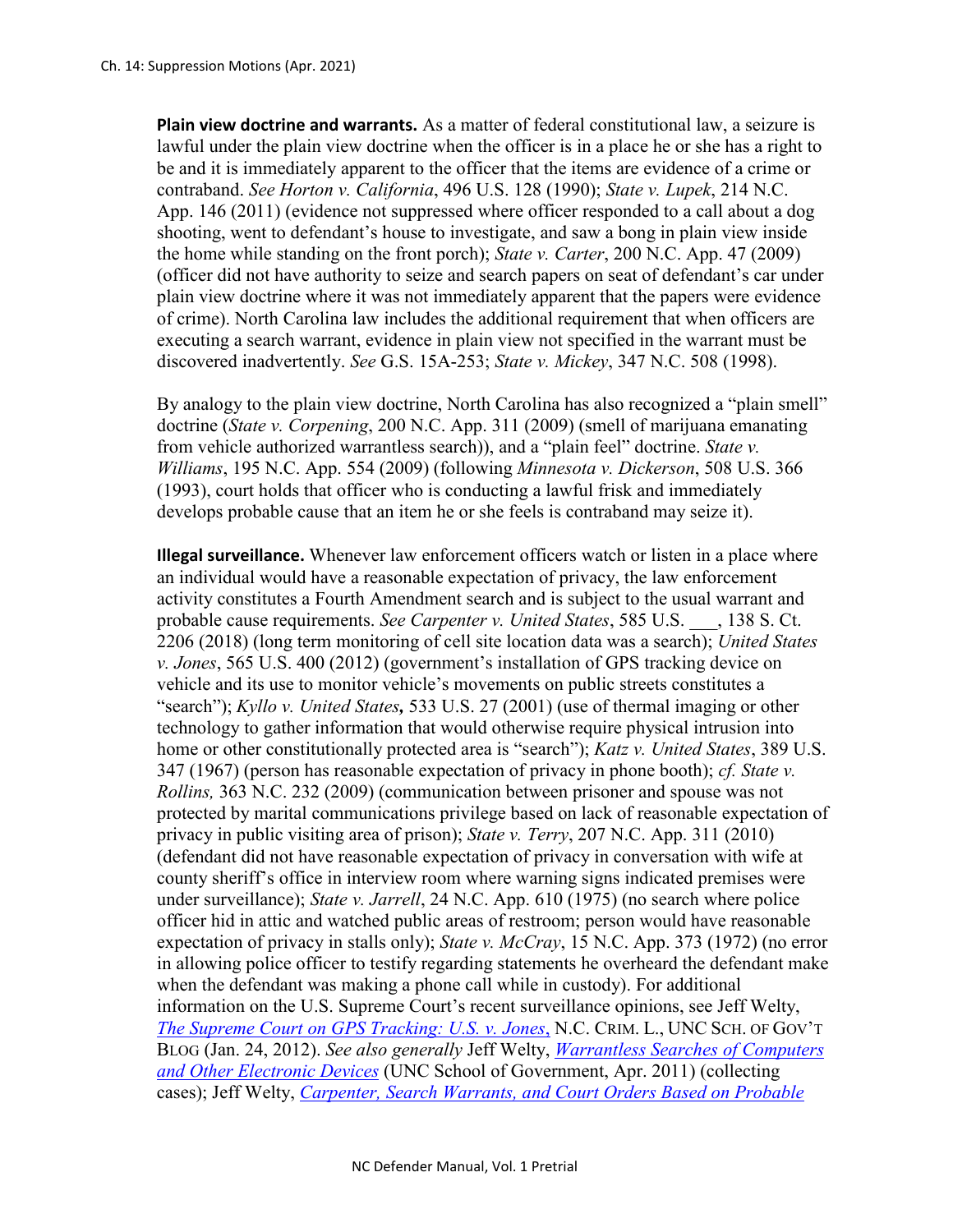**Plain view doctrine and warrants.** As a matter of federal constitutional law, a seizure is lawful under the plain view doctrine when the officer is in a place he or she has a right to be and it is immediately apparent to the officer that the items are evidence of a crime or contraband. *See Horton v. California*, 496 U.S. 128 (1990); *State v. Lupek*, 214 N.C. App. 146 (2011) (evidence not suppressed where officer responded to a call about a dog shooting, went to defendant's house to investigate, and saw a bong in plain view inside the home while standing on the front porch); *State v. Carter*, 200 N.C. App. 47 (2009) (officer did not have authority to seize and search papers on seat of defendant's car under plain view doctrine where it was not immediately apparent that the papers were evidence of crime). North Carolina law includes the additional requirement that when officers are executing a search warrant, evidence in plain view not specified in the warrant must be discovered inadvertently. *See* G.S. 15A-253; *State v. Mickey*, 347 N.C. 508 (1998).

By analogy to the plain view doctrine, North Carolina has also recognized a "plain smell" doctrine (*State v. Corpening*, 200 N.C. App. 311 (2009) (smell of marijuana emanating from vehicle authorized warrantless search)), and a "plain feel" doctrine. *State v. Williams*, 195 N.C. App. 554 (2009) (following *Minnesota v. Dickerson*, 508 U.S. 366 (1993), court holds that officer who is conducting a lawful frisk and immediately develops probable cause that an item he or she feels is contraband may seize it).

**Illegal surveillance.** Whenever law enforcement officers watch or listen in a place where an individual would have a reasonable expectation of privacy, the law enforcement activity constitutes a Fourth Amendment search and is subject to the usual warrant and probable cause requirements. *See Carpenter v. United States*, 585 U.S. ___, 138 S. Ct. 2206 (2018) (long term monitoring of cell site location data was a search); *United States v. Jones*, 565 U.S. 400 (2012) (government's installation of GPS tracking device on vehicle and its use to monitor vehicle's movements on public streets constitutes a "search"); *Kyllo v. United States***,** 533 U.S. 27 (2001) (use of thermal imaging or other technology to gather information that would otherwise require physical intrusion into home or other constitutionally protected area is "search"); *Katz v. United States*, 389 U.S. 347 (1967) (person has reasonable expectation of privacy in phone booth); *cf. State v. Rollins,* 363 N.C. 232 (2009) (communication between prisoner and spouse was not protected by marital communications privilege based on lack of reasonable expectation of privacy in public visiting area of prison); *State v. Terry*, 207 N.C. App. 311 (2010) (defendant did not have reasonable expectation of privacy in conversation with wife at county sheriff's office in interview room where warning signs indicated premises were under surveillance); *State v. Jarrell*, 24 N.C. App. 610 (1975) (no search where police officer hid in attic and watched public areas of restroom; person would have reasonable expectation of privacy in stalls only); *State v. McCray*, 15 N.C. App. 373 (1972) (no error in allowing police officer to testify regarding statements he overheard the defendant make when the defendant was making a phone call while in custody). For additional information on the U.S. Supreme Court's recent surveillance opinions, see Jeff Welty, *The Supreme Court on GPS Tracking: U.S. v. Jones*, N.C. CRIM. L., UNC SCH. OF GOV'T BLOG (Jan. 24, 2012). *See also generally* Jeff Welty, *Warrantless Searches of Computers and Other Electronic Devices* (UNC School of Government, Apr. 2011) (collecting cases); Jeff Welty, *Carpenter, Search Warrants, and Court Orders Based on Probable*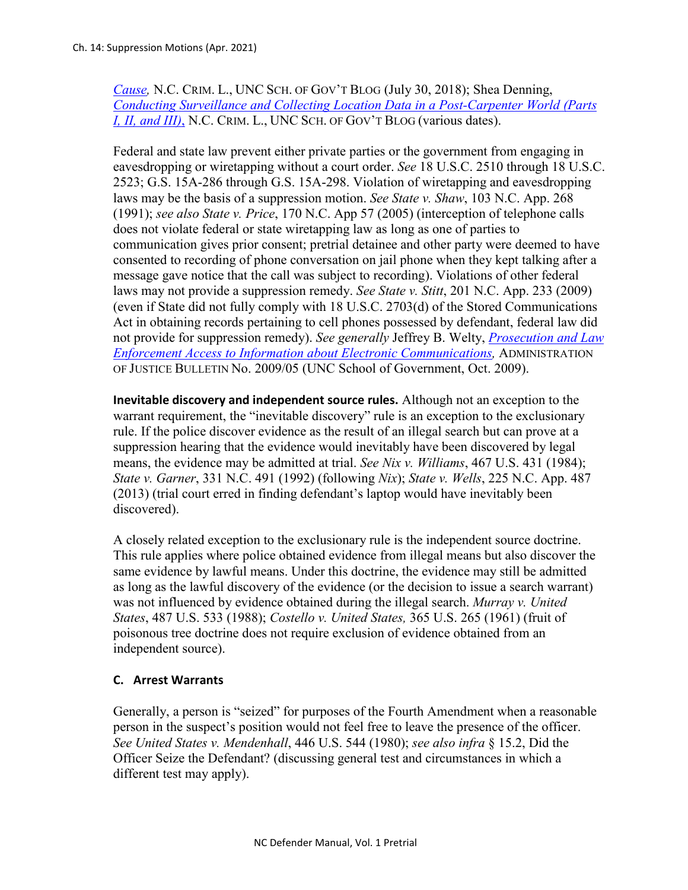[*Cause*](), N.C. CRIM. L., UNC SCH. OF GOV'T BLOG (July 30, 2018); Shea Denning, [*Conducting Surveillance and Collecting Location Data in a Post-Carpenter World (Parts I, II, and III)*](), N.C. CRIM. L., UNC SCH. OF GOV'T BLOG (various dates).

Federal and state law prevent either private parties or the government from engaging in eavesdropping or wiretapping without a court order. *See* 18 U.S.C. 2510 through 18 U.S.C. 2523; G.S. 15A-286 through G.S. 15A-298. Violation of wiretapping and eavesdropping laws may be the basis of a suppression motion. *See State v. Shaw*, 103 N.C. App. 268 (1991); *see also State v. Price*, 170 N.C. App 57 (2005) (interception of telephone calls does not violate federal or state wiretapping law as long as one of parties to communication gives prior consent; pretrial detainee and other party were deemed to have consented to recording of phone conversation on jail phone when they kept talking after a message gave notice that the call was subject to recording). Violations of other federal laws may not provide a suppression remedy. *See State v. Stitt*, 201 N.C. App. 233 (2009) (even if State did not fully comply with 18 U.S.C. 2703(d) of the Stored Communications Act in obtaining records pertaining to cell phones possessed by defendant, federal law did not provide for suppression remedy). *See generally* Jeffrey B. Welty, [*Prosecution and Law Enforcement Access to Information about Electronic Communications*](), ADMINISTRATION OF JUSTICE BULLETIN No. 2009/05 (UNC School of Government, Oct. 2009).

**Inevitable discovery and independent source rules.** Although not an exception to the warrant requirement, the "inevitable discovery" rule is an exception to the exclusionary rule. If the police discover evidence as the result of an illegal search but can prove at a suppression hearing that the evidence would inevitably have been discovered by legal means, the evidence may be admitted at trial. *See Nix v. Williams*, 467 U.S. 431 (1984); *State v. Garner*, 331 N.C. 491 (1992) (following *Nix*); *State v. Wells*, 225 N.C. App. 487 (2013) (trial court erred in finding defendant's laptop would have inevitably been discovered).

A closely related exception to the exclusionary rule is the independent source doctrine. This rule applies where police obtained evidence from illegal means but also discover the same evidence by lawful means. Under this doctrine, the evidence may still be admitted as long as the lawful discovery of the evidence (or the decision to issue a search warrant) was not influenced by evidence obtained during the illegal search. *Murray v. United States*, 487 U.S. 533 (1988); *Costello v. United States,* 365 U.S. 265 (1961) (fruit of poisonous tree doctrine does not require exclusion of evidence obtained from an independent source).

### C. Arrest Warrants

Generally, a person is "seized" for purposes of the Fourth Amendment when a reasonable person in the suspect's position would not feel free to leave the presence of the officer. *See United States v. Mendenhall*, 446 U.S. 544 (1980); *see also infra* § 15.2, Did the Officer Seize the Defendant? (discussing general test and circumstances in which a different test may apply).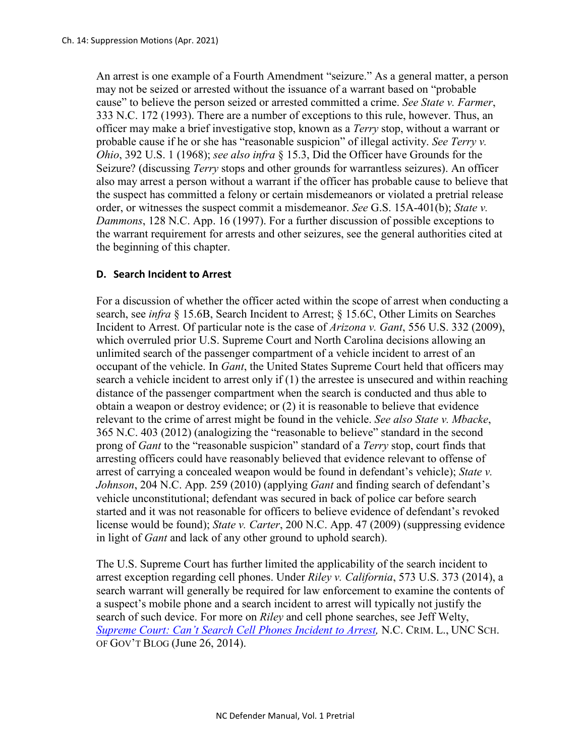An arrest is one example of a Fourth Amendment "seizure." As a general matter, a person may not be seized or arrested without the issuance of a warrant based on "probable cause" to believe the person seized or arrested committed a crime. *See State v. Farmer*, 333 N.C. 172 (1993). There are a number of exceptions to this rule, however. Thus, an officer may make a brief investigative stop, known as a *Terry* stop, without a warrant or probable cause if he or she has "reasonable suspicion" of illegal activity. *See Terry v. Ohio*, 392 U.S. 1 (1968); *see also infra* § 15.3, Did the Officer have Grounds for the Seizure? (discussing *Terry* stops and other grounds for warrantless seizures). An officer also may arrest a person without a warrant if the officer has probable cause to believe that the suspect has committed a felony or certain misdemeanors or violated a pretrial release order, or witnesses the suspect commit a misdemeanor. *See* G.S. 15A-401(b); *State v. Dammons*, 128 N.C. App. 16 (1997). For a further discussion of possible exceptions to the warrant requirement for arrests and other seizures, see the general authorities cited at the beginning of this chapter.

### D. Search Incident to Arrest

For a discussion of whether the officer acted within the scope of arrest when conducting a search, see *infra* § 15.6B, Search Incident to Arrest; § 15.6C, Other Limits on Searches Incident to Arrest. Of particular note is the case of *Arizona v. Gant*, 556 U.S. 332 (2009), which overruled prior U.S. Supreme Court and North Carolina decisions allowing an unlimited search of the passenger compartment of a vehicle incident to arrest of an occupant of the vehicle. In *Gant*, the United States Supreme Court held that officers may search a vehicle incident to arrest only if (1) the arrestee is unsecured and within reaching distance of the passenger compartment when the search is conducted and thus able to obtain a weapon or destroy evidence; or (2) it is reasonable to believe that evidence relevant to the crime of arrest might be found in the vehicle. *See also State v. Mbacke*, 365 N.C. 403 (2012) (analogizing the "reasonable to believe" standard in the second prong of *Gant* to the "reasonable suspicion" standard of a *Terry* stop, court finds that arresting officers could have reasonably believed that evidence relevant to offense of arrest of carrying a concealed weapon would be found in defendant's vehicle); *State v. Johnson*, 204 N.C. App. 259 (2010) (applying *Gant* and finding search of defendant's vehicle unconstitutional; defendant was secured in back of police car before search started and it was not reasonable for officers to believe evidence of defendant's revoked license would be found); *State v. Carter*, 200 N.C. App. 47 (2009) (suppressing evidence in light of *Gant* and lack of any other ground to uphold search).

The U.S. Supreme Court has further limited the applicability of the search incident to arrest exception regarding cell phones. Under *Riley v. California*, 573 U.S. 373 (2014), a search warrant will generally be required for law enforcement to examine the contents of a suspect's mobile phone and a search incident to arrest will typically not justify the search of such device. For more on *Riley* and cell phone searches, see Jeff Welty, *Supreme Court: Can't Search Cell Phones Incident to Arrest,* N.C. CRIM. L., UNC SCH. OF GOV'T BLOG (June 26, 2014).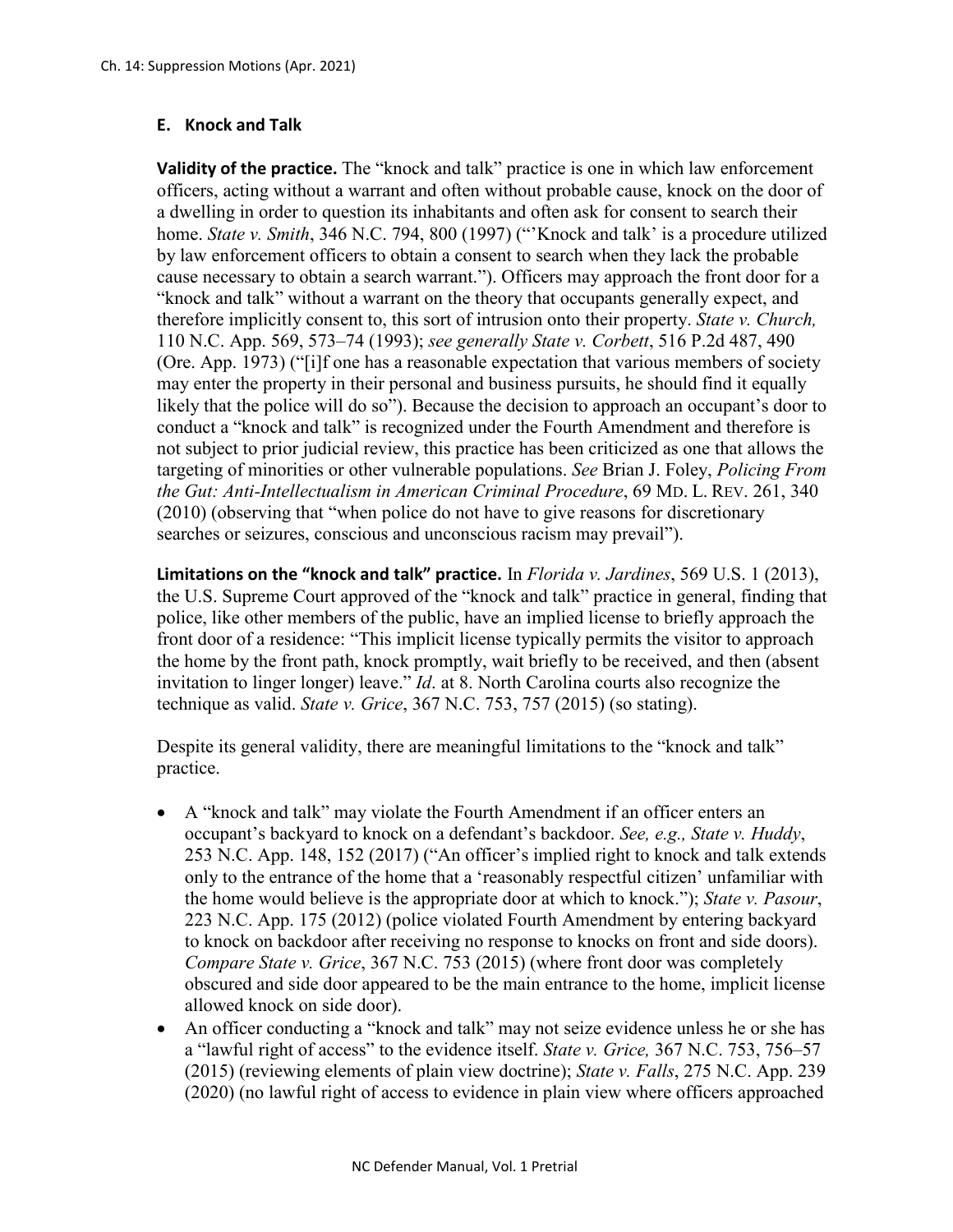## E. Knock and Talk

**Validity of the practice.** The "knock and talk" practice is one in which law enforcement officers, acting without a warrant and often without probable cause, knock on the door of a dwelling in order to question its inhabitants and often ask for consent to search their home. *State v. Smith*, 346 N.C. 794, 800 (1997) ("'Knock and talk' is a procedure utilized by law enforcement officers to obtain a consent to search when they lack the probable cause necessary to obtain a search warrant."). Officers may approach the front door for a "knock and talk" without a warrant on the theory that occupants generally expect, and therefore implicitly consent to, this sort of intrusion onto their property. *State v. Church,* 110 N.C. App. 569, 573–74 (1993); *see generally State v. Corbett*, 516 P.2d 487, 490 (Ore. App. 1973) ("[i]f one has a reasonable expectation that various members of society may enter the property in their personal and business pursuits, he should find it equally likely that the police will do so"). Because the decision to approach an occupant's door to conduct a "knock and talk" is recognized under the Fourth Amendment and therefore is not subject to prior judicial review, this practice has been criticized as one that allows the targeting of minorities or other vulnerable populations. *See* Brian J. Foley, *Policing From the Gut: Anti-Intellectualism in American Criminal Procedure*, 69 MD. L. REV. 261, 340 (2010) (observing that "when police do not have to give reasons for discretionary searches or seizures, conscious and unconscious racism may prevail").

**Limitations on the "knock and talk" practice.** In *Florida v. Jardines*, 569 U.S. 1 (2013), the U.S. Supreme Court approved of the "knock and talk" practice in general, finding that police, like other members of the public, have an implied license to briefly approach the front door of a residence: "This implicit license typically permits the visitor to approach the home by the front path, knock promptly, wait briefly to be received, and then (absent invitation to linger longer) leave." *Id*. at 8. North Carolina courts also recognize the technique as valid. *State v. Grice*, 367 N.C. 753, 757 (2015) (so stating).

Despite its general validity, there are meaningful limitations to the "knock and talk" practice.

- A "knock and talk" may violate the Fourth Amendment if an officer enters an occupant's backyard to knock on a defendant's backdoor. *See, e.g., State v. Huddy*, 253 N.C. App. 148, 152 (2017) ("An officer's implied right to knock and talk extends only to the entrance of the home that a 'reasonably respectful citizen' unfamiliar with the home would believe is the appropriate door at which to knock."); *State v. Pasour*, 223 N.C. App. 175 (2012) (police violated Fourth Amendment by entering backyard to knock on backdoor after receiving no response to knocks on front and side doors). *Compare State v. Grice*, 367 N.C. 753 (2015) (where front door was completely obscured and side door appeared to be the main entrance to the home, implicit license allowed knock on side door).
- An officer conducting a "knock and talk" may not seize evidence unless he or she has a "lawful right of access" to the evidence itself. *State v. Grice,* 367 N.C. 753, 756–57 (2015) (reviewing elements of plain view doctrine); *State v. Falls*, 275 N.C. App. 239 (2020) (no lawful right of access to evidence in plain view where officers approached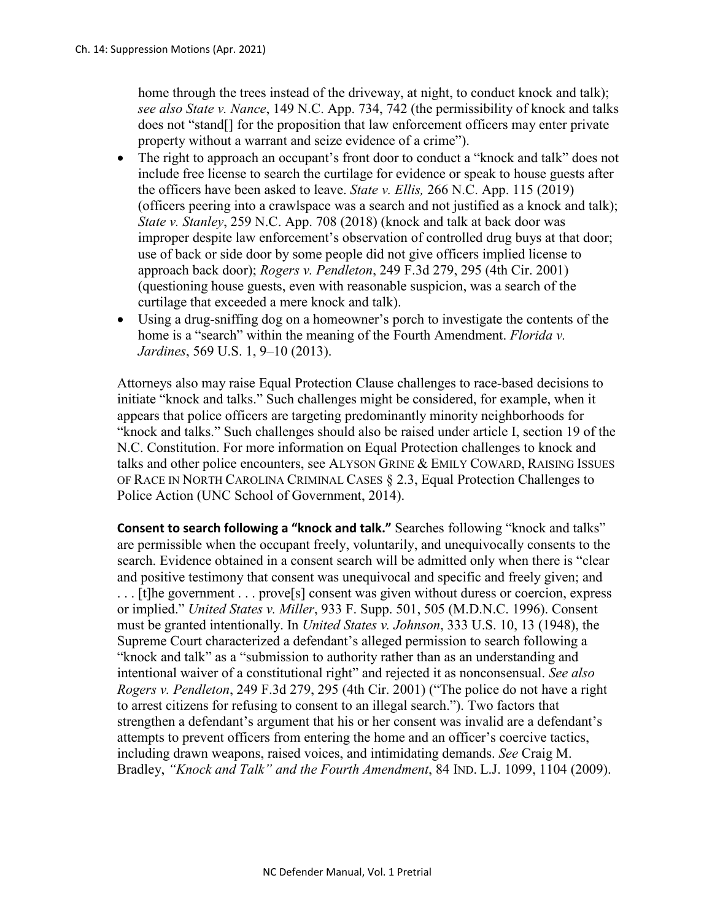home through the trees instead of the driveway, at night, to conduct knock and talk); *see also State v. Nance*, 149 N.C. App. 734, 742 (the permissibility of knock and talks does not "stand[] for the proposition that law enforcement officers may enter private property without a warrant and seize evidence of a crime").

- The right to approach an occupant's front door to conduct a "knock and talk" does not include free license to search the curtilage for evidence or speak to house guests after the officers have been asked to leave. *State v. Ellis,* 266 N.C. App. 115 (2019) (officers peering into a crawlspace was a search and not justified as a knock and talk); *State v. Stanley*, 259 N.C. App. 708 (2018) (knock and talk at back door was improper despite law enforcement's observation of controlled drug buys at that door; use of back or side door by some people did not give officers implied license to approach back door); *Rogers v. Pendleton*, 249 F.3d 279, 295 (4th Cir. 2001) (questioning house guests, even with reasonable suspicion, was a search of the curtilage that exceeded a mere knock and talk).
- Using a drug-sniffing dog on a homeowner's porch to investigate the contents of the home is a "search" within the meaning of the Fourth Amendment. *Florida v. Jardines*, 569 U.S. 1, 9–10 (2013).

Attorneys also may raise Equal Protection Clause challenges to race-based decisions to initiate "knock and talks." Such challenges might be considered, for example, when it appears that police officers are targeting predominantly minority neighborhoods for "knock and talks." Such challenges should also be raised under article I, section 19 of the N.C. Constitution. For more information on Equal Protection challenges to knock and talks and other police encounters, see ALYSON GRINE & EMILY COWARD, RAISING ISSUES OF RACE IN NORTH CAROLINA CRIMINAL CASES § 2.3, Equal Protection Challenges to Police Action (UNC School of Government, 2014).

**Consent to search following a "knock and talk."** Searches following "knock and talks" are permissible when the occupant freely, voluntarily, and unequivocally consents to the search. Evidence obtained in a consent search will be admitted only when there is "clear and positive testimony that consent was unequivocal and specific and freely given; and . . . [t]he government . . . prove[s] consent was given without duress or coercion, express or implied." *United States v. Miller*, 933 F. Supp. 501, 505 (M.D.N.C. 1996). Consent must be granted intentionally. In *United States v. Johnson*, 333 U.S. 10, 13 (1948), the Supreme Court characterized a defendant's alleged permission to search following a "knock and talk" as a "submission to authority rather than as an understanding and intentional waiver of a constitutional right" and rejected it as nonconsensual. *See also Rogers v. Pendleton*, 249 F.3d 279, 295 (4th Cir. 2001) ("The police do not have a right to arrest citizens for refusing to consent to an illegal search."). Two factors that strengthen a defendant's argument that his or her consent was invalid are a defendant's attempts to prevent officers from entering the home and an officer's coercive tactics, including drawn weapons, raised voices, and intimidating demands. *See* Craig M. Bradley, *"Knock and Talk" and the Fourth Amendment*, 84 IND. L.J. 1099, 1104 (2009).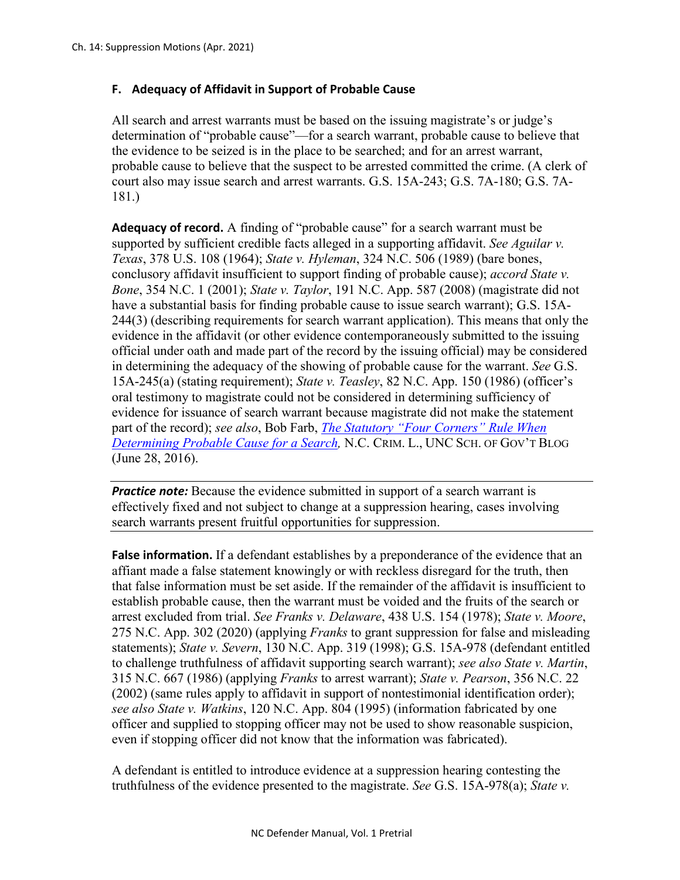### F. Adequacy of Affidavit in Support of Probable Cause

All search and arrest warrants must be based on the issuing magistrate's or judge's determination of "probable cause"—for a search warrant, probable cause to believe that the evidence to be seized is in the place to be searched; and for an arrest warrant, probable cause to believe that the suspect to be arrested committed the crime. (A clerk of court also may issue search and arrest warrants. G.S. 15A-243; G.S. 7A-180; G.S. 7A-181.)

**Adequacy of record.** A finding of "probable cause" for a search warrant must be supported by sufficient credible facts alleged in a supporting affidavit. *See Aguilar v. Texas*, 378 U.S. 108 (1964); *State v. Hyleman*, 324 N.C. 506 (1989) (bare bones, conclusory affidavit insufficient to support finding of probable cause); *accord State v. Bone*, 354 N.C. 1 (2001); *State v. Taylor*, 191 N.C. App. 587 (2008) (magistrate did not have a substantial basis for finding probable cause to issue search warrant); G.S. 15A-244(3) (describing requirements for search warrant application). This means that only the evidence in the affidavit (or other evidence contemporaneously submitted to the issuing official under oath and made part of the record by the issuing official) may be considered in determining the adequacy of the showing of probable cause for the warrant. *See* G.S. 15A-245(a) (stating requirement); *State v. Teasley*, 82 N.C. App. 150 (1986) (officer's oral testimony to magistrate could not be considered in determining sufficiency of evidence for issuance of search warrant because magistrate did not make the statement part of the record); *see also*, Bob Farb, *The Statutory "Four Corners" Rule When Determining Probable Cause for a Search,* N.C. CRIM. L., UNC SCH. OF GOV'T BLOG (June 28, 2016).

***Practice note:*** Because the evidence submitted in support of a search warrant is effectively fixed and not subject to change at a suppression hearing, cases involving search warrants present fruitful opportunities for suppression.

**False information.** If a defendant establishes by a preponderance of the evidence that an affiant made a false statement knowingly or with reckless disregard for the truth, then that false information must be set aside. If the remainder of the affidavit is insufficient to establish probable cause, then the warrant must be voided and the fruits of the search or arrest excluded from trial. *See Franks v. Delaware*, 438 U.S. 154 (1978); *State v. Moore*, 275 N.C. App. 302 (2020) (applying *Franks* to grant suppression for false and misleading statements); *State v. Severn*, 130 N.C. App. 319 (1998); G.S. 15A-978 (defendant entitled to challenge truthfulness of affidavit supporting search warrant); *see also State v. Martin*, 315 N.C. 667 (1986) (applying *Franks* to arrest warrant); *State v. Pearson*, 356 N.C. 22 (2002) (same rules apply to affidavit in support of nontestimonial identification order); *see also State v. Watkins*, 120 N.C. App. 804 (1995) (information fabricated by one officer and supplied to stopping officer may not be used to show reasonable suspicion, even if stopping officer did not know that the information was fabricated).

A defendant is entitled to introduce evidence at a suppression hearing contesting the truthfulness of the evidence presented to the magistrate. *See* G.S. 15A-978(a); *State v.*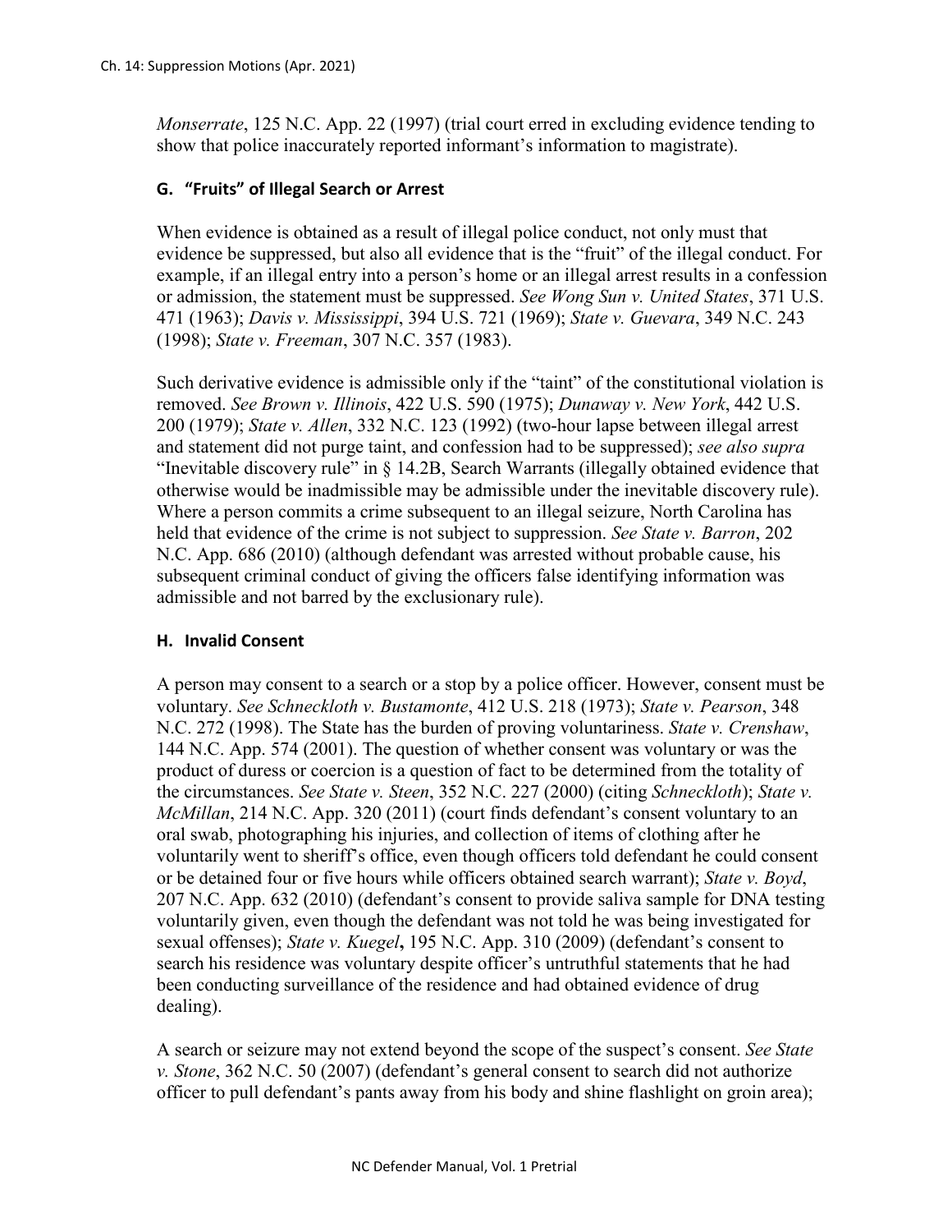*Monserrate*, 125 N.C. App. 22 (1997) (trial court erred in excluding evidence tending to show that police inaccurately reported informant's information to magistrate).

### G. "Fruits" of Illegal Search or Arrest

When evidence is obtained as a result of illegal police conduct, not only must that evidence be suppressed, but also all evidence that is the "fruit" of the illegal conduct. For example, if an illegal entry into a person's home or an illegal arrest results in a confession or admission, the statement must be suppressed. *See Wong Sun v. United States*, 371 U.S. 471 (1963); *Davis v. Mississippi*, 394 U.S. 721 (1969); *State v. Guevara*, 349 N.C. 243 (1998); *State v. Freeman*, 307 N.C. 357 (1983).

Such derivative evidence is admissible only if the "taint" of the constitutional violation is removed. *See Brown v. Illinois*, 422 U.S. 590 (1975); *Dunaway v. New York*, 442 U.S. 200 (1979); *State v. Allen*, 332 N.C. 123 (1992) (two-hour lapse between illegal arrest and statement did not purge taint, and confession had to be suppressed); *see also supra* "Inevitable discovery rule" in § 14.2B, Search Warrants (illegally obtained evidence that otherwise would be inadmissible may be admissible under the inevitable discovery rule). Where a person commits a crime subsequent to an illegal seizure, North Carolina has held that evidence of the crime is not subject to suppression. *See State v. Barron*, 202 N.C. App. 686 (2010) (although defendant was arrested without probable cause, his subsequent criminal conduct of giving the officers false identifying information was admissible and not barred by the exclusionary rule).

### H. Invalid Consent

A person may consent to a search or a stop by a police officer. However, consent must be voluntary. *See Schneckloth v. Bustamonte*, 412 U.S. 218 (1973); *State v. Pearson*, 348 N.C. 272 (1998). The State has the burden of proving voluntariness. *State v. Crenshaw*, 144 N.C. App. 574 (2001). The question of whether consent was voluntary or was the product of duress or coercion is a question of fact to be determined from the totality of the circumstances. *See State v. Steen*, 352 N.C. 227 (2000) (citing *Schneckloth*); *State v. McMillan*, 214 N.C. App. 320 (2011) (court finds defendant's consent voluntary to an oral swab, photographing his injuries, and collection of items of clothing after he voluntarily went to sheriff's office, even though officers told defendant he could consent or be detained four or five hours while officers obtained search warrant); *State v. Boyd*, 207 N.C. App. 632 (2010) (defendant's consent to provide saliva sample for DNA testing voluntarily given, even though the defendant was not told he was being investigated for sexual offenses); *State v. Kuegel***,** 195 N.C. App. 310 (2009) (defendant's consent to search his residence was voluntary despite officer's untruthful statements that he had been conducting surveillance of the residence and had obtained evidence of drug dealing).

A search or seizure may not extend beyond the scope of the suspect's consent. *See State v. Stone*, 362 N.C. 50 (2007) (defendant's general consent to search did not authorize officer to pull defendant's pants away from his body and shine flashlight on groin area);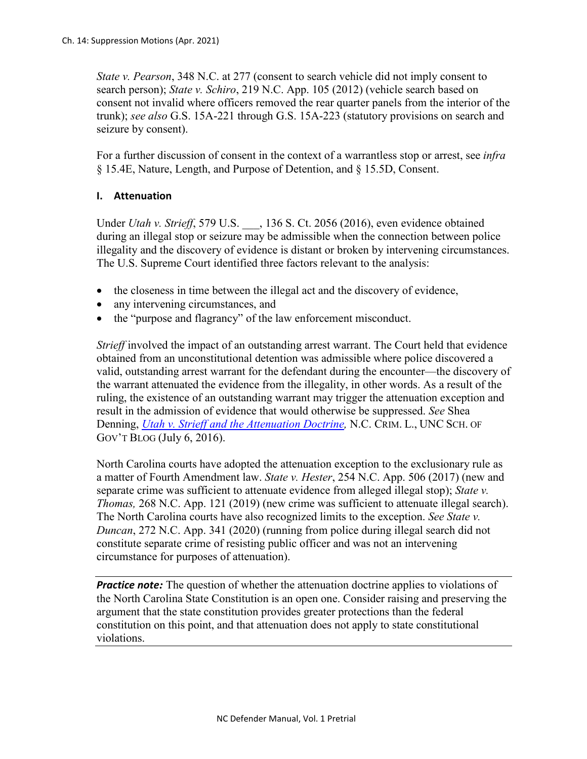*State v. Pearson*, 348 N.C. at 277 (consent to search vehicle did not imply consent to search person); *State v. Schiro*, 219 N.C. App. 105 (2012) (vehicle search based on consent not invalid where officers removed the rear quarter panels from the interior of the trunk); *see also* G.S. 15A-221 through G.S. 15A-223 (statutory provisions on search and seizure by consent).

For a further discussion of consent in the context of a warrantless stop or arrest, see *infra* § 15.4E, Nature, Length, and Purpose of Detention, and § 15.5D, Consent.

### I. Attenuation

Under *Utah v. Strieff*, 579 U.S. ___, 136 S. Ct. 2056 (2016), even evidence obtained during an illegal stop or seizure may be admissible when the connection between police illegality and the discovery of evidence is distant or broken by intervening circumstances. The U.S. Supreme Court identified three factors relevant to the analysis:

- the closeness in time between the illegal act and the discovery of evidence,
- any intervening circumstances, and
- the "purpose and flagrancy" of the law enforcement misconduct.

*Strieff* involved the impact of an outstanding arrest warrant. The Court held that evidence obtained from an unconstitutional detention was admissible where police discovered a valid, outstanding arrest warrant for the defendant during the encounter—the discovery of the warrant attenuated the evidence from the illegality, in other words. As a result of the ruling, the existence of an outstanding warrant may trigger the attenuation exception and result in the admission of evidence that would otherwise be suppressed. *See* Shea Denning, *Utah v. Strieff and the Attenuation Doctrine,* N.C. CRIM. L., UNC SCH. OF GOV'T BLOG (July 6, 2016).

North Carolina courts have adopted the attenuation exception to the exclusionary rule as a matter of Fourth Amendment law. *State v. Hester*, 254 N.C. App. 506 (2017) (new and separate crime was sufficient to attenuate evidence from alleged illegal stop); *State v. Thomas,* 268 N.C. App. 121 (2019) (new crime was sufficient to attenuate illegal search). The North Carolina courts have also recognized limits to the exception. *See State v. Duncan*, 272 N.C. App. 341 (2020) (running from police during illegal search did not constitute separate crime of resisting public officer and was not an intervening circumstance for purposes of attenuation).

***Practice note:*** The question of whether the attenuation doctrine applies to violations of the North Carolina State Constitution is an open one. Consider raising and preserving the argument that the state constitution provides greater protections than the federal constitution on this point, and that attenuation does not apply to state constitutional violations.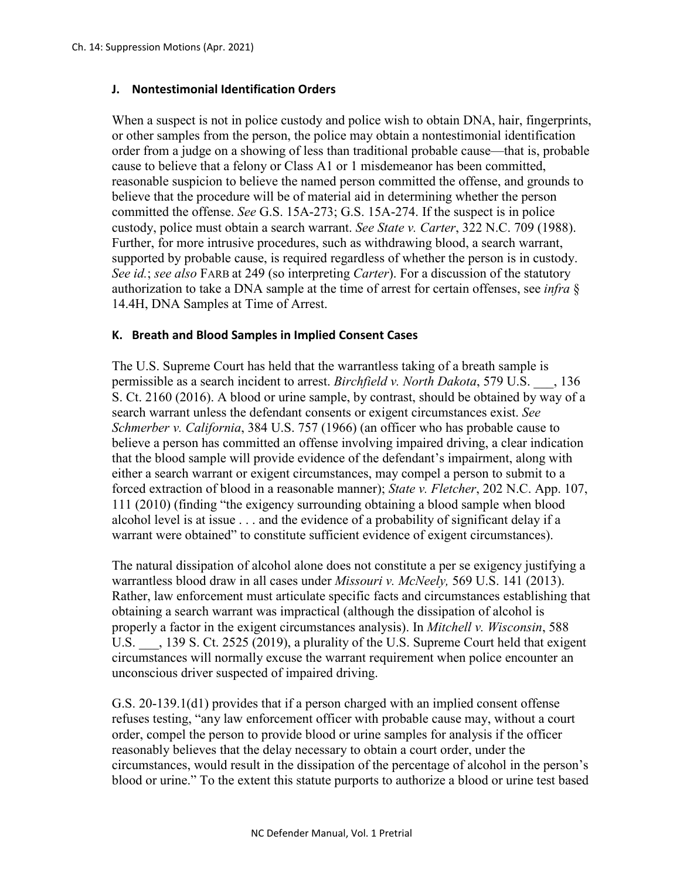## J. Nontestimonial Identification Orders

When a suspect is not in police custody and police wish to obtain DNA, hair, fingerprints, or other samples from the person, the police may obtain a nontestimonial identification order from a judge on a showing of less than traditional probable cause—that is, probable cause to believe that a felony or Class A1 or 1 misdemeanor has been committed, reasonable suspicion to believe the named person committed the offense, and grounds to believe that the procedure will be of material aid in determining whether the person committed the offense. *See* G.S. 15A-273; G.S. 15A-274. If the suspect is in police custody, police must obtain a search warrant. *See State v. Carter*, 322 N.C. 709 (1988). Further, for more intrusive procedures, such as withdrawing blood, a search warrant, supported by probable cause, is required regardless of whether the person is in custody. *See id.*; *see also* FARB at 249 (so interpreting *Carter*). For a discussion of the statutory authorization to take a DNA sample at the time of arrest for certain offenses, see *infra* § 14.4H, DNA Samples at Time of Arrest.

## K. Breath and Blood Samples in Implied Consent Cases

The U.S. Supreme Court has held that the warrantless taking of a breath sample is permissible as a search incident to arrest. *Birchfield v. North Dakota*, 579 U.S. ___, 136 S. Ct. 2160 (2016). A blood or urine sample, by contrast, should be obtained by way of a search warrant unless the defendant consents or exigent circumstances exist. *See Schmerber v. California*, 384 U.S. 757 (1966) (an officer who has probable cause to believe a person has committed an offense involving impaired driving, a clear indication that the blood sample will provide evidence of the defendant's impairment, along with either a search warrant or exigent circumstances, may compel a person to submit to a forced extraction of blood in a reasonable manner); *State v. Fletcher*, 202 N.C. App. 107, 111 (2010) (finding "the exigency surrounding obtaining a blood sample when blood alcohol level is at issue . . . and the evidence of a probability of significant delay if a warrant were obtained" to constitute sufficient evidence of exigent circumstances).

The natural dissipation of alcohol alone does not constitute a per se exigency justifying a warrantless blood draw in all cases under *Missouri v. McNeely,* 569 U.S. 141 (2013). Rather, law enforcement must articulate specific facts and circumstances establishing that obtaining a search warrant was impractical (although the dissipation of alcohol is properly a factor in the exigent circumstances analysis). In *Mitchell v. Wisconsin*, 588 U.S. ___, 139 S. Ct. 2525 (2019), a plurality of the U.S. Supreme Court held that exigent circumstances will normally excuse the warrant requirement when police encounter an unconscious driver suspected of impaired driving.

G.S. 20-139.1(d1) provides that if a person charged with an implied consent offense refuses testing, "any law enforcement officer with probable cause may, without a court order, compel the person to provide blood or urine samples for analysis if the officer reasonably believes that the delay necessary to obtain a court order, under the circumstances, would result in the dissipation of the percentage of alcohol in the person's blood or urine." To the extent this statute purports to authorize a blood or urine test based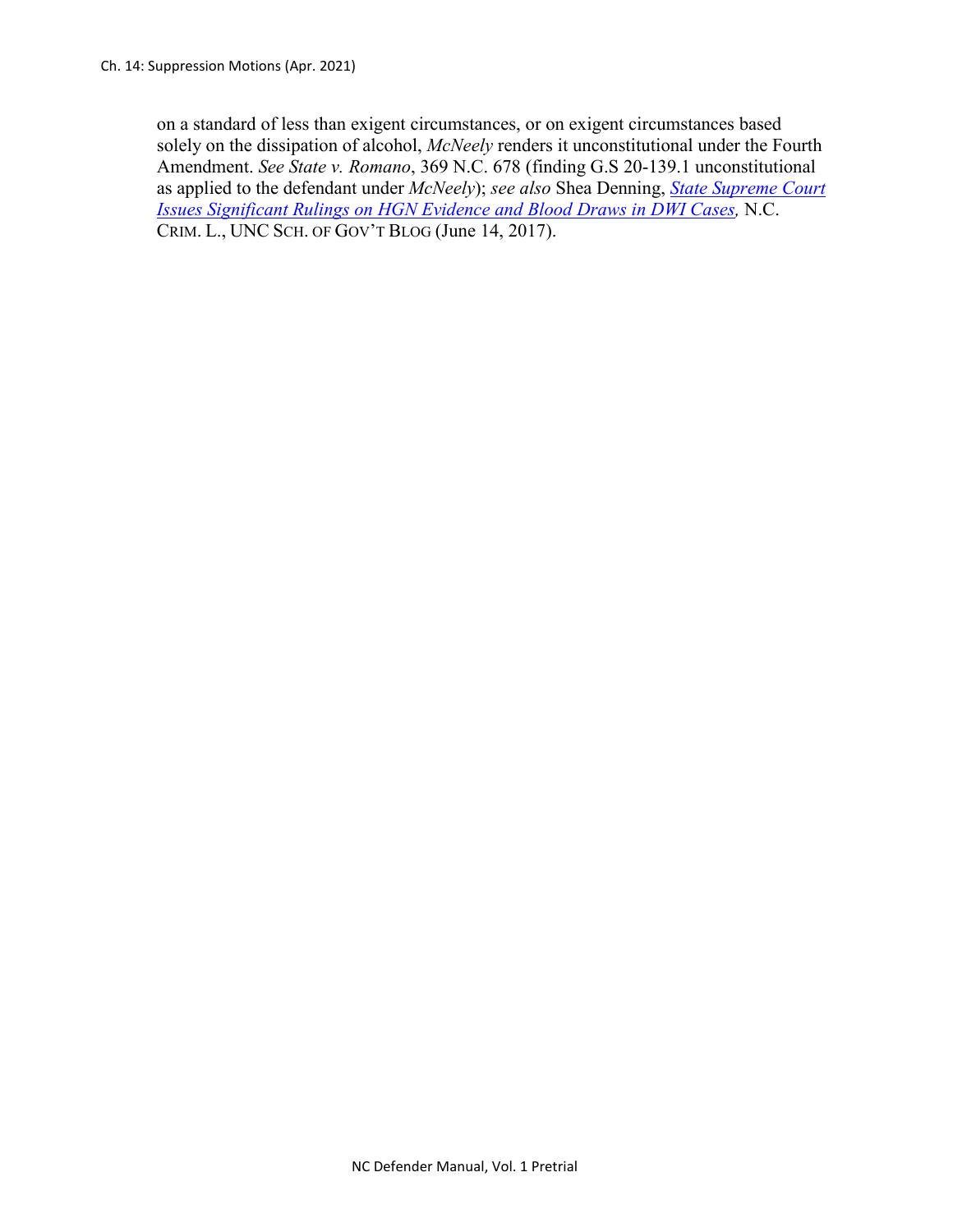on a standard of less than exigent circumstances, or on exigent circumstances based solely on the dissipation of alcohol, *McNeely* renders it unconstitutional under the Fourth Amendment. *See State v. Romano*, 369 N.C. 678 (finding G.S 20-139.1 unconstitutional as applied to the defendant under *McNeely*); *see also* Shea Denning, *State Supreme Court Issues Significant Rulings on HGN Evidence and Blood Draws in DWI Cases,* N.C. CRIM. L., UNC SCH. OF GOV'T BLOG (June 14, 2017).